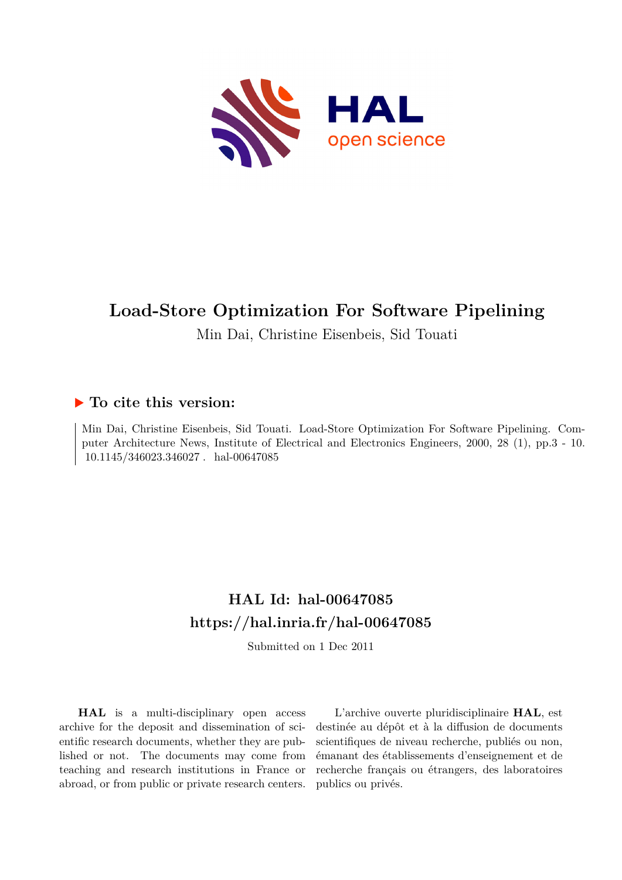# Load-Store Optimization For Software Pipelining

Min Dai, Christine Eisenbeis, Sid Touati

## ▶ To cite this version:

Min Dai, Christine Eisenbeis, Sid Touati. Load-Store Optimization For Software Pipelining. Computer Architecture News, Institute of Electrical and Electronics Engineers, 2000, 28 (1), pp.3 - 10. 10.1145/346023.346027 . hal-00647085

## HAL Id: hal-00647085
## https://hal.inria.fr/hal-00647085

Submitted on 1 Dec 2011

**HAL** is a multi-disciplinary open access archive for the deposit and dissemination of scientific research documents, whether they are published or not. The documents may come from teaching and research institutions in France or abroad, or from public or private research centers.

L'archive ouverte pluridisciplinaire **HAL**, est destinée au dépôt et à la diffusion de documents scientifiques de niveau recherche, publiés ou non, émanant des établissements d'enseignement et de recherche français ou étrangers, des laboratoires publics ou privés.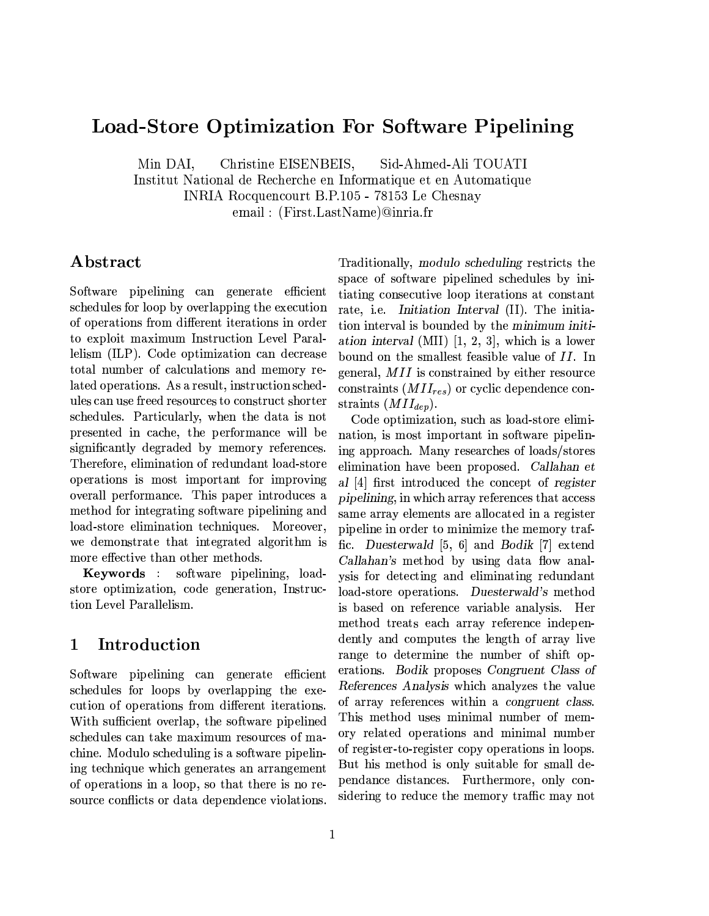# Load-Store Optimization For Software Pipelining

Min DAI, Christine EISENBEIS, Sid-Ahmed-Ali TOUATI
Institut National de Recherche en Informatique et en Automatique
INRIA Rocquencourt B.P.105 - 78153 Le Chesnay
email : (First.LastName)@inria.fr

## Abstract

Software pipelining can generate efficient schedules for loop by overlapping the execution of operations from different iterations in order to exploit maximum Instruction Level Parallelism (ILP). Code optimization can decrease total number of calculations and memory related operations. As a result, instruction schedules can use freed resources to construct shorter schedules. Particularly, when the data is not presented in cache, the performance will be significantly degraded by memory references. Therefore, elimination of redundant load-store operations is most important for improving overall performance. This paper introduces a method for integrating software pipelining and load-store elimination techniques. Moreover, we demonstrate that integrated algorithm is more effective than other methods.

**Keywords** : software pipelining, load-store optimization, code generation, Instruction Level Parallelism.

## 1 Introduction

Software pipelining can generate efficient schedules for loops by overlapping the execution of operations from different iterations. With sufficient overlap, the software pipelined schedules can take maximum resources of machine. Modulo scheduling is a software pipelining technique which generates an arrangement of operations in a loop, so that there is no resource conflicts or data dependence violations. Traditionally, *modulo scheduling* restricts the space of software pipelined schedules by initiating consecutive loop iterations at constant rate, i.e. *Initiation Interval* (II). The initiation interval is bounded by the *minimum initiation interval* (MII) [1, 2, 3], which is a lower bound on the smallest feasible value of $II$. In general, $MII$ is constrained by either resource constraints ($MII_{res}$) or cyclic dependence constraints ($MII_{dep}$).

Code optimization, such as load-store elimination, is most important in software pipelining approach. Many researches of loads/stores elimination have been proposed. *Callahan et al* [4] first introduced the concept of *register pipelining*, in which array references that access same array elements are allocated in a register pipeline in order to minimize the memory traffic. *Duesterwald* [5, 6] and *Bodik* [7] extend *Callahan's* method by using data flow analysis for detecting and eliminating redundant load-store operations. *Duesterwald's* method is based on reference variable analysis. Her method treats each array reference independently and computes the length of array live range to determine the number of shift operations. *Bodik* proposes *Congruent Class of References Analysis* which analyzes the value of array references within a *congruent class*. This method uses minimal number of memory related operations and minimal number of register-to-register copy operations in loops. But his method is only suitable for small dependance distances. Furthermore, only considering to reduce the memory traffic may not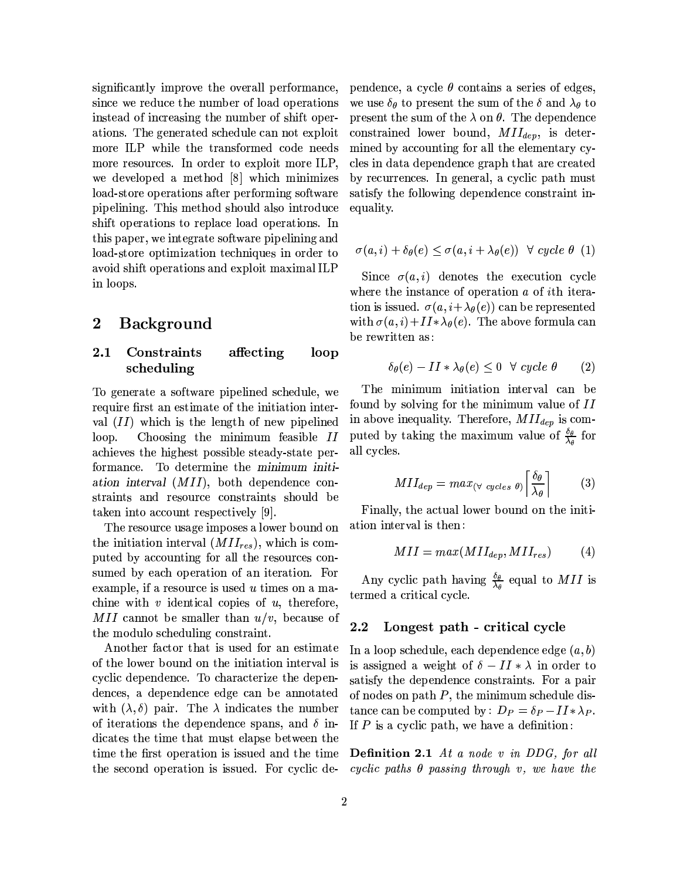significantly improve the overall performance, since we reduce the number of load operations instead of increasing the number of shift operations. The generated schedule can not exploit more ILP while the transformed code needs more resources. In order to exploit more ILP, we developed a method [8] which minimizes load-store operations after performing software pipelining. This method should also introduce shift operations to replace load operations. In this paper, we integrate software pipelining and load-store optimization techniques in order to avoid shift operations and exploit maximal ILP in loops.

## 2 Background

### 2.1 Constraints affecting loop scheduling

To generate a software pipelined schedule, we require first an estimate of the initiation interval ($II$) which is the length of new pipelined loop. Choosing the minimum feasible $II$ achieves the highest possible steady-state performance. To determine the *minimum initiation interval* ($MII$), both dependence constraints and resource constraints should be taken into account respectively [9].

The resource usage imposes a lower bound on the initiation interval ($MII_{res}$), which is computed by accounting for all the resources consumed by each operation of an iteration. For example, if a resource is used $u$ times on a machine with $v$ identical copies of $u$, therefore, $MII$ cannot be smaller than $u/v$, because of the modulo scheduling constraint.

Another factor that is used for an estimate of the lower bound on the initiation interval is cyclic dependence. To characterize the dependences, a dependence edge can be annotated with $(\lambda, \delta)$ pair. The $\lambda$ indicates the number of iterations the dependence spans, and $\delta$ indicates the time that must elapse between the time the first operation is issued and the time the second operation is issued. For cyclic dependence, a cycle $\theta$ contains a series of edges, we use $\delta_\theta$ to present the sum of the $\delta$ and $\lambda_\theta$ to present the sum of the $\lambda$ on $\theta$. The dependence constrained lower bound, $MII_{dep}$, is determined by accounting for all the elementary cycles in data dependence graph that are created by recurrences. In general, a cyclic path must satisfy the following dependence constraint inequality.

$$\sigma(a,i) + \delta_\theta(e) \leq \sigma(a, i + \lambda_\theta(e)) \quad \forall \ cycle \ \theta \quad (1)$$

Since $\sigma(a,i)$ denotes the execution cycle where the instance of operation $a$ of $i$th iteration is issued. $\sigma(a, i+\lambda_\theta(e))$ can be represented with $\sigma(a,i)+II*\lambda_\theta(e)$. The above formula can be rewritten as:

$$\delta_\theta(e) - II * \lambda_\theta(e) \leq 0 \quad \forall \ cycle \ \theta \quad (2)$$

The minimum initiation interval can be found by solving for the minimum value of $II$ in above inequality. Therefore, $MII_{dep}$ is computed by taking the maximum value of $\frac{\delta_\theta}{\lambda_\theta}$ for all cycles.

$$MII_{dep} = max_{(\forall \ cycles \ \theta)} \left\lceil \frac{\delta_\theta}{\lambda_\theta} \right\rceil \quad (3)$$

Finally, the actual lower bound on the initiation interval is then:

$$MII = max(MII_{dep}, MII_{res}) \quad (4)$$

Any cyclic path having $\frac{\delta_\theta}{\lambda_\theta}$ equal to $MII$ is termed a critical cycle.

### 2.2 Longest path - critical cycle

In a loop schedule, each dependence edge $(a,b)$ is assigned a weight of $\delta - II * \lambda$ in order to satisfy the dependence constraints. For a pair of nodes on path $P$, the minimum schedule distance can be computed by: $D_P = \delta_P - II * \lambda_P$. If $P$ is a cyclic path, we have a definition:

**Definition 2.1** *At a node $v$ in DDG, for all cyclic paths $\theta$ passing through $v$, we have the*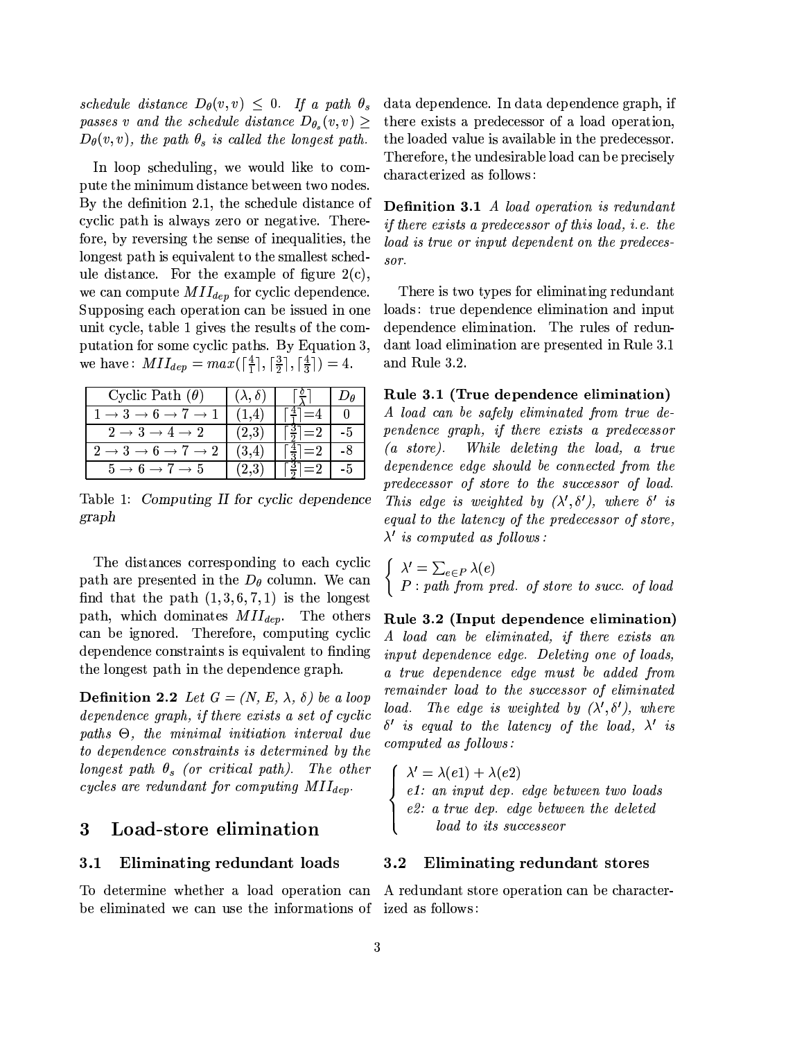*schedule distance $D_\theta(v,v) \leq 0$. If a path $\theta_s$ passes $v$ and the schedule distance $D_{\theta_s}(v,v) \geq D_\theta(v,v)$, the path $\theta_s$ is called the longest path.*

In loop scheduling, we would like to compute the minimum distance between two nodes. By the definition 2.1, the schedule distance of cyclic path is always zero or negative. Therefore, by reversing the sense of inequalities, the longest path is equivalent to the smallest schedule distance. For the example of figure 2(c), we can compute $MII_{dep}$ for cyclic dependence. Supposing each operation can be issued in one unit cycle, table 1 gives the results of the computation for some cyclic paths. By Equation 3, we have: $MII_{dep} = max(\lceil\frac{4}{1}\rceil, \lceil\frac{3}{2}\rceil, \lceil\frac{4}{3}\rceil) = 4$.

| Cyclic Path ($\theta$) | $(\lambda, \delta)$ | $\lceil\frac{\delta}{\lambda}\rceil$ | $D_\theta$ |
|---|---|---|---|
| $1 \rightarrow 3 \rightarrow 6 \rightarrow 7 \rightarrow 1$ | (1,4) | $\lceil\frac{4}{1}\rceil$=4 | 0 |
| $2 \rightarrow 3 \rightarrow 4 \rightarrow 2$ | (2,3) | $\lceil\frac{3}{2}\rceil$=2 | -5 |
| $2 \rightarrow 3 \rightarrow 6 \rightarrow 7 \rightarrow 2$ | (3,4) | $\lceil\frac{4}{3}\rceil$=2 | -8 |
| $5 \rightarrow 6 \rightarrow 7 \rightarrow 5$ | (2,3) | $\lceil\frac{3}{2}\rceil$=2 | -5 |

Table 1: *Computing II for cyclic dependence graph*

The distances corresponding to each cyclic path are presented in the $D_\theta$ column. We can find that the path $(1,3,6,7,1)$ is the longest path, which dominates $MII_{dep}$. The others can be ignored. Therefore, computing cyclic dependence constraints is equivalent to finding the longest path in the dependence graph.

**Definition 2.2** *Let $G = (N, E, \lambda, \delta)$ be a loop dependence graph, if there exists a set of cyclic paths $\Theta$, the minimal initiation interval due to dependence constraints is determined by the longest path $\theta_s$ (or critical path). The other cycles are redundant for computing $MII_{dep}$.*

## 3 Load-store elimination

### 3.1 Eliminating redundant loads

To determine whether a load operation can be eliminated we can use the informations of data dependence. In data dependence graph, if there exists a predecessor of a load operation, the loaded value is available in the predecessor. Therefore, the undesirable load can be precisely characterized as follows:

**Definition 3.1** *A load operation is redundant if there exists a predecessor of this load, i.e. the load is true or input dependent on the predecessor.*

There is two types for eliminating redundant loads: true dependence elimination and input dependence elimination. The rules of redundant load elimination are presented in Rule 3.1 and Rule 3.2.

**Rule 3.1 (True dependence elimination)** *A load can be safely eliminated from true dependence graph, if there exists a predecessor (a store). While deleting the load, a true dependence edge should be connected from the predecessor of store to the successor of load. This edge is weighted by $(\lambda', \delta')$, where $\delta'$ is equal to the latency of the predecessor of store, $\lambda'$ is computed as follows:*

$$\begin{cases} \lambda' = \sum_{e \in P} \lambda(e) \\ P: \textit{path from pred. of store to succ. of load} \end{cases}$$

**Rule 3.2 (Input dependence elimination)** *A load can be eliminated, if there exists an input dependence edge. Deleting one of loads, a true dependence edge must be added from remainder load to the successor of eliminated load. The edge is weighted by $(\lambda', \delta')$, where $\delta'$ is equal to the latency of the load, $\lambda'$ is computed as follows:*

$$\begin{cases} \lambda' = \lambda(e1) + \lambda(e2) \\ e1\textit{: an input dep. edge between two loads} \\ e2\textit{: a true dep. edge between the deleted load to its successeor} \end{cases}$$

### 3.2 Eliminating redundant stores

A redundant store operation can be characterized as follows: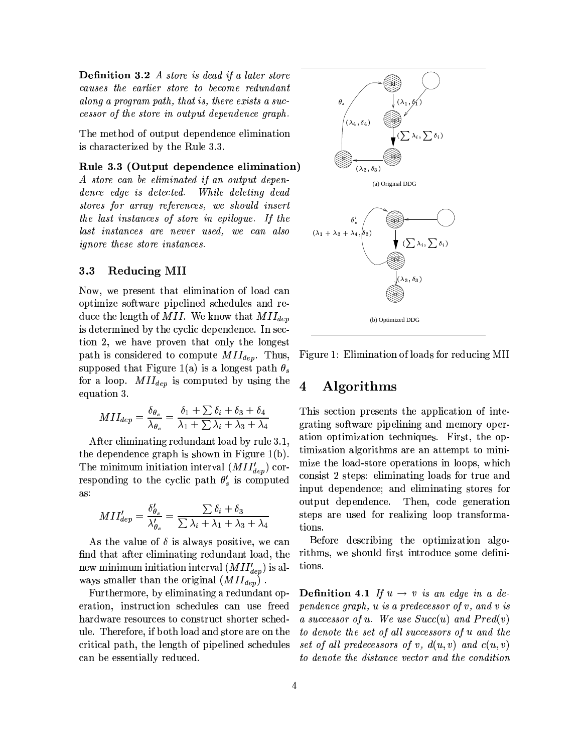**Definition 3.2** *A store is dead if a later store causes the earlier store to become redundant along a program path, that is, there exists a successor of the store in output dependence graph.*

The method of output dependence elimination is characterized by the Rule 3.3.

**Rule 3.3 (Output dependence elimination)** *A store can be eliminated if an output dependence edge is detected. While deleting dead stores for array references, we should insert the last instances of store in epilogue. If the last instances are never used, we can also ignore these store instances.*

### 3.3 Reducing MII

Now, we present that elimination of load can optimize software pipelined schedules and reduce the length of $MII$. We know that $MII_{dep}$ is determined by the cyclic dependence. In section 2, we have proven that only the longest path is considered to compute $MII_{dep}$. Thus, supposed that Figure 1(a) is a longest path $\theta_s$ for a loop. $MII_{dep}$ is computed by using the equation 3.

$$MII_{dep} = \frac{\delta_{\theta_s}}{\lambda_{\theta_s}} = \frac{\delta_1 + \sum \delta_i + \delta_3 + \delta_4}{\lambda_1 + \sum \lambda_i + \lambda_3 + \lambda_4}$$

After eliminating redundant load by rule 3.1, the dependence graph is shown in Figure 1(b). The minimum initiation interval ($MII'_{dep}$) corresponding to the cyclic path $\theta'_s$ is computed as:

$$MII'_{dep} = \frac{\delta'_{\theta_s}}{\lambda'_{\theta_s}} = \frac{\sum \delta_i + \delta_3}{\sum \lambda_i + \lambda_1 + \lambda_3 + \lambda_4}$$

As the value of $\delta$ is always positive, we can find that after eliminating redundant load, the new minimum initiation interval ($MII'_{dep}$) is always smaller than the original ($MII_{dep}$) .

Furthermore, by eliminating a redundant operation, instruction schedules can use freed hardware resources to construct shorter schedule. Therefore, if both load and store are on the critical path, the length of pipelined schedules can be essentially reduced.

(a) Original DDG

(b) Optimized DDG

Figure 1: Elimination of loads for reducing MII

## 4 Algorithms

This section presents the application of integrating software pipelining and memory operation optimization techniques. First, the optimization algorithms are an attempt to minimize the load-store operations in loops, which consist 2 steps: eliminating loads for true and input dependence; and eliminating stores for output dependence. Then, code generation steps are used for realizing loop transformations.

Before describing the optimization algorithms, we should first introduce some definitions.

**Definition 4.1** *If $u \rightarrow v$ is an edge in a dependence graph, $u$ is a predecessor of $v$, and $v$ is a successor of $u$. We use $Succ(u)$ and $Pred(v)$ to denote the set of all successors of $u$ and the set of all predecessors of $v$, $d(u,v)$ and $c(u,v)$ to denote the distance vector and the condition*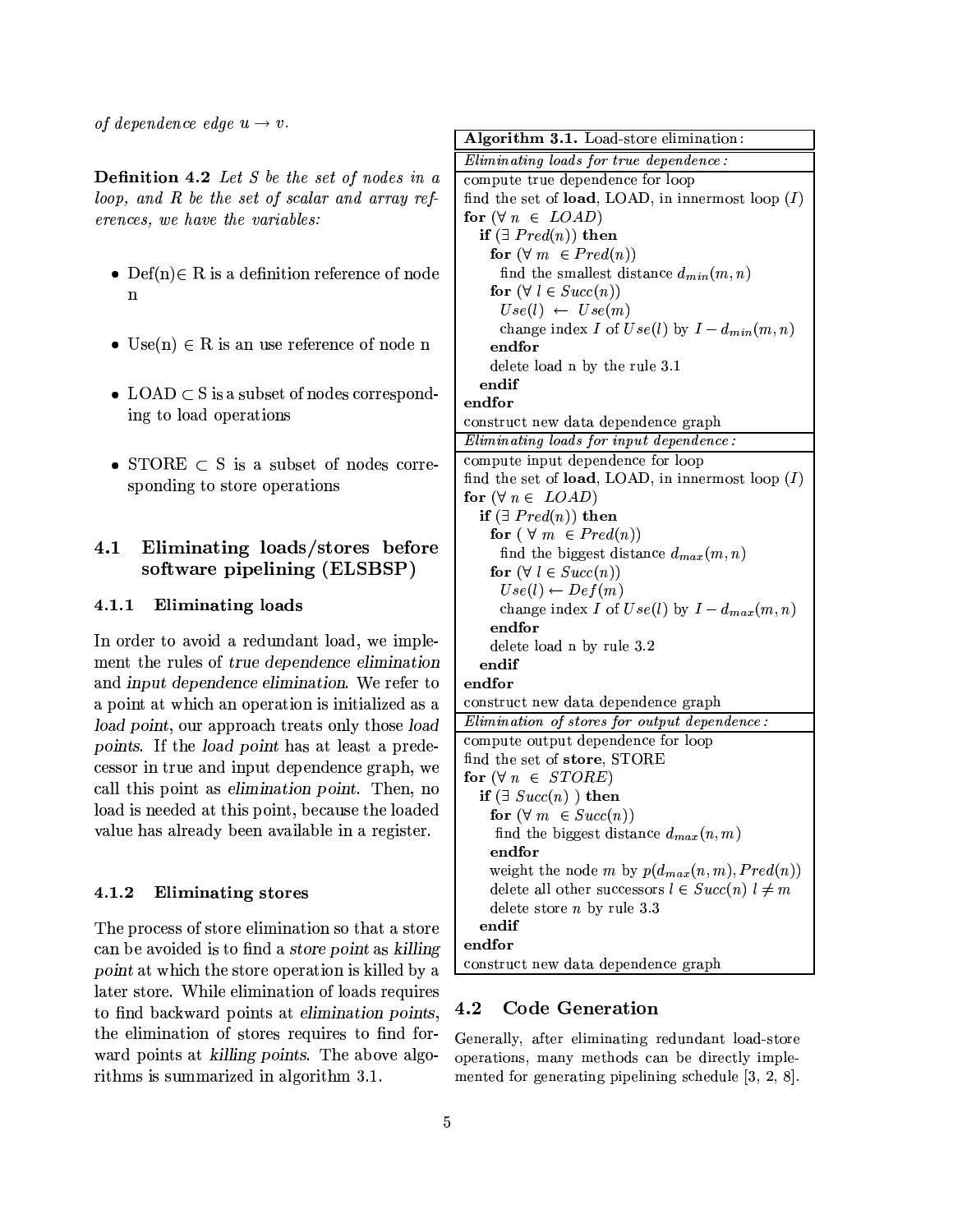*of dependence edge $u \rightarrow v$.*

**Definition 4.2** *Let $S$ be the set of nodes in a loop, and $R$ be the set of scalar and array references, we have the variables:*

- Def(n)$\in$ R is a definition reference of node n
- Use(n) $\in$ R is an use reference of node n
- LOAD $\subset$ S is a subset of nodes corresponding to load operations
- STORE $\subset$ S is a subset of nodes corresponding to store operations

## 4.1 Eliminating loads/stores before software pipelining (ELSBSP)

### 4.1.1 Eliminating loads

In order to avoid a redundant load, we implement the rules of *true dependence elimination* and *input dependence elimination*. We refer to a point at which an operation is initialized as a *load point*, our approach treats only those *load points*. If the *load point* has at least a predecessor in true and input dependence graph, we call this point as *elimination point*. Then, no load is needed at this point, because the loaded value has already been available in a register.

### 4.1.2 Eliminating stores

The process of store elimination so that a store can be avoided is to find a *store point* as *killing point* at which the store operation is killed by a later store. While elimination of loads requires to find backward points at *elimination points*, the elimination of stores requires to find forward points at *killing points*. The above algorithms is summarized in algorithm 3.1.

**Algorithm 3.1.** Load-store elimination:

*Eliminating loads for true dependence:*

```
compute true dependence for loop
find the set of load, LOAD, in innermost loop (I)
for (∀ n ∈ LOAD)
  if (∃ Pred(n)) then
    for (∀ m ∈ Pred(n))
      find the smallest distance d_min(m, n)
    for (∀ l ∈ Succ(n))
      Use(l) ← Use(m)
      change index I of Use(l) by I − d_min(m, n)
    endfor
    delete load n by the rule 3.1
  endif
endfor
construct new data dependence graph
```

*Eliminating loads for input dependence:*

```
compute input dependence for loop
find the set of load, LOAD, in innermost loop (I)
for (∀ n ∈ LOAD)
  if (∃ Pred(n)) then
    for ( ∀ m ∈ Pred(n))
      find the biggest distance d_max(m, n)
    for (∀ l ∈ Succ(n))
      Use(l) ← Def(m)
      change index I of Use(l) by I − d_max(m, n)
    endfor
    delete load n by rule 3.2
  endif
endfor
construct new data dependence graph
```

*Elimination of stores for output dependence:*

```
compute output dependence for loop
find the set of store, STORE
for (∀ n ∈ STORE)
  if (∃ Succ(n) ) then
    for (∀ m ∈ Succ(n))
      find the biggest distance d_max(n, m)
    endfor
    weight the node m by p(d_max(n, m), Pred(n))
    delete all other successors l ∈ Succ(n) l ≠ m
    delete store n by rule 3.3
  endif
endfor
construct new data dependence graph
```

## 4.2 Code Generation

Generally, after eliminating redundant load-store operations, many methods can be directly implemented for generating pipelining schedule [3, 2, 8].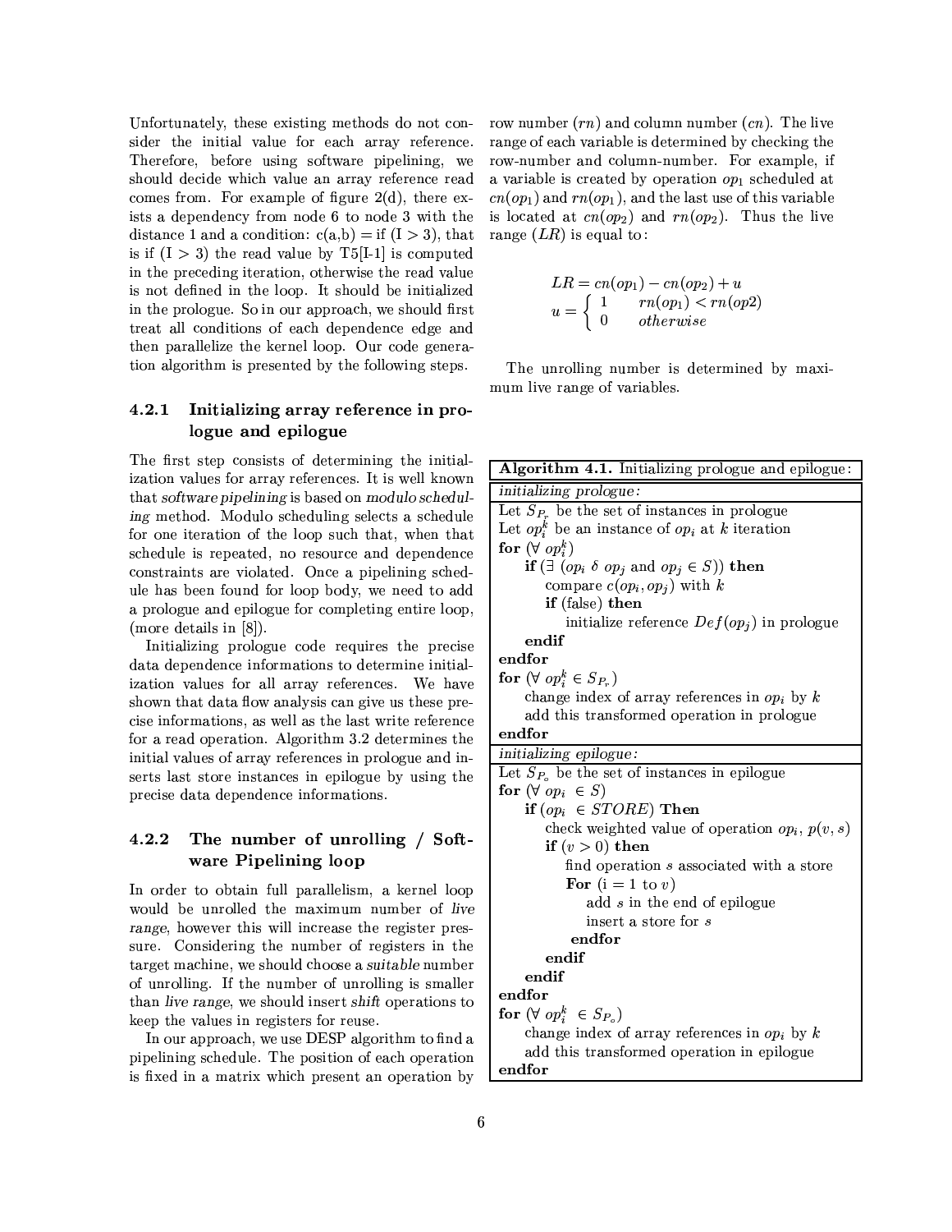Unfortunately, these existing methods do not consider the initial value for each array reference. Therefore, before using software pipelining, we should decide which value an array reference read comes from. For example of figure 2(d), there exists a dependency from node 6 to node 3 with the distance 1 and a condition: c(a,b) = if (I > 3), that is if (I > 3) the read value by T5[I-1] is computed in the preceding iteration, otherwise the read value is not defined in the loop. It should be initialized in the prologue. So in our approach, we should first treat all conditions of each dependence edge and then parallelize the kernel loop. Our code generation algorithm is presented by the following steps.

### 4.2.1 Initializing array reference in prologue and epilogue

The first step consists of determining the initialization values for array references. It is well known that *software pipelining* is based on *modulo scheduling* method. Modulo scheduling selects a schedule for one iteration of the loop such that, when that schedule is repeated, no resource and dependence constraints are violated. Once a pipelining schedule has been found for loop body, we need to add a prologue and epilogue for completing entire loop, (more details in [8]).

Initializing prologue code requires the precise data dependence informations to determine initialization values for all array references. We have shown that data flow analysis can give us these precise informations, as well as the last write reference for a read operation. Algorithm 3.2 determines the initial values of array references in prologue and inserts last store instances in epilogue by using the precise data dependence informations.

### 4.2.2 The number of unrolling / Software Pipelining loop

In order to obtain full parallelism, a kernel loop would be unrolled the maximum number of *live range*, however this will increase the register pressure. Considering the number of registers in the target machine, we should choose a *suitable* number of unrolling. If the number of unrolling is smaller than *live range*, we should insert *shift* operations to keep the values in registers for reuse.

In our approach, we use DESP algorithm to find a pipelining schedule. The position of each operation is fixed in a matrix which present an operation by row number ($rn$) and column number ($cn$). The live range of each variable is determined by checking the row-number and column-number. For example, if a variable is created by operation $op_1$ scheduled at $cn(op_1)$ and $rn(op_1)$, and the last use of this variable is located at $cn(op_2)$ and $rn(op_2)$. Thus the live range ($LR$) is equal to:

$$LR = cn(op_1) - cn(op_2) + u$$
$$u = \begin{cases} 1 & rn(op_1) < rn(op2) \\ 0 & otherwise \end{cases}$$

The unrolling number is determined by maximum live range of variables.

**Algorithm 4.1.** Initializing prologue and epilogue:

*initializing prologue:*

```
Let S_Pr be the set of instances in prologue
Let op_i^k be an instance of op_i at k iteration
for (∀ op_i^k)
    if (∃ (op_i δ op_j and op_j ∈ S)) then
        compare c(op_i, op_j) with k
        if (false) then
            initialize reference Def(op_j) in prologue
    endif
endfor
for (∀ op_i^k ∈ S_Pr)
    change index of array references in op_i by k
    add this transformed operation in prologue
endfor
```

*initializing epilogue:*

```
Let S_Po be the set of instances in epilogue
for (∀ op_i ∈ S)
    if (op_i ∈ STORE) Then
        check weighted value of operation op_i, p(v, s)
        if (v > 0) then
            find operation s associated with a store
            For (i = 1 to v)
                add s in the end of epilogue
                insert a store for s
            endfor
        endif
    endif
endfor
for (∀ op_i^k ∈ S_Po)
    change index of array references in op_i by k
    add this transformed operation in epilogue
endfor
```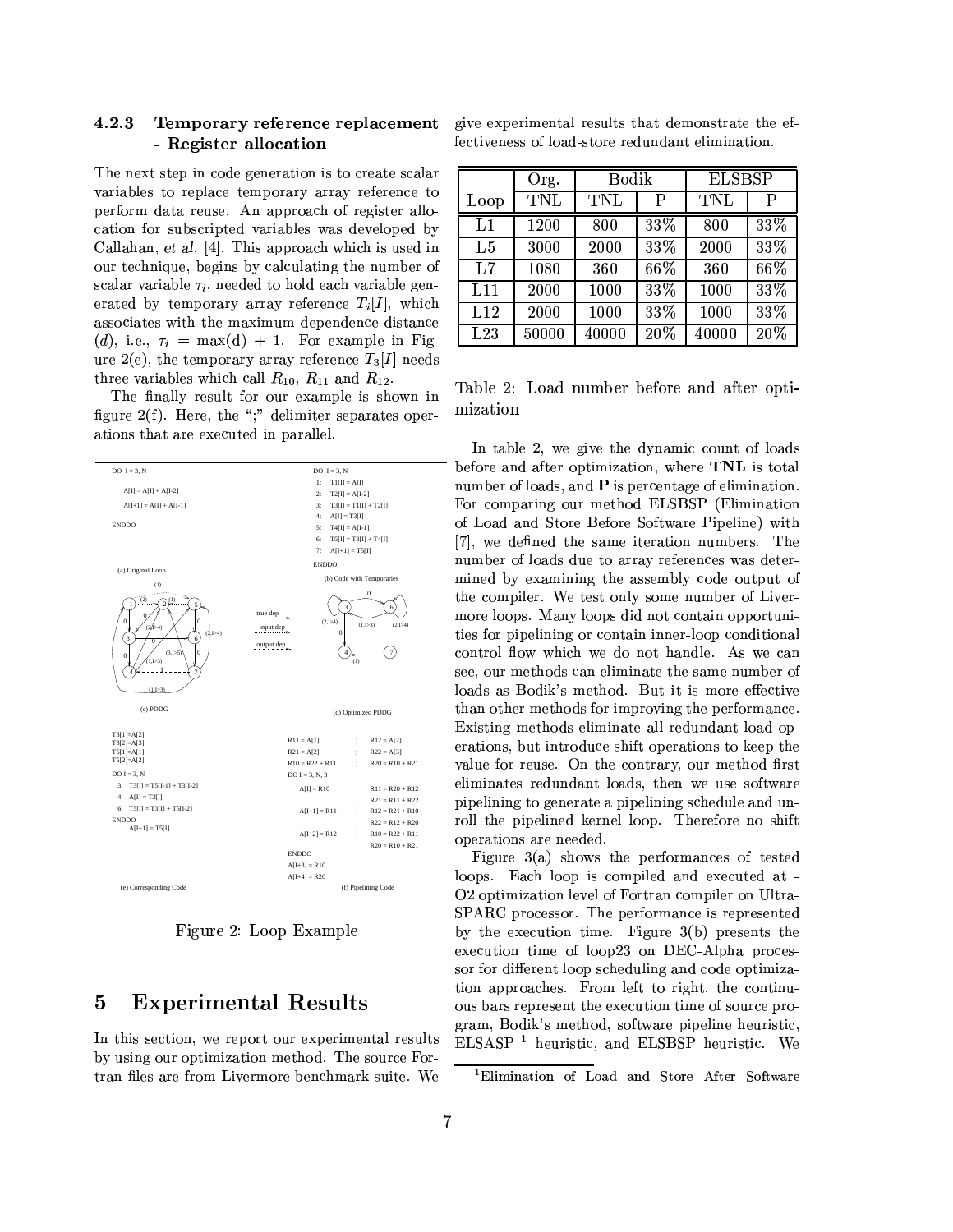### 4.2.3 Temporary reference replacement - Register allocation

The next step in code generation is to create scalar variables to replace temporary array reference to perform data reuse. An approach of register allocation for subscripted variables was developed by Callahan, *et al.* [4]. This approach which is used in our technique, begins by calculating the number of scalar variable $\tau_i$, needed to hold each variable generated by temporary array reference $T_i[I]$, which associates with the maximum dependence distance ($d$), i.e., $\tau_i = \max(\mathrm{d}) + 1$. For example in Figure 2(e), the temporary array reference $T_3[I]$ needs three variables which call $R_{10}$, $R_{11}$ and $R_{12}$.

The finally result for our example is shown in figure 2(f). Here, the ";" delimiter separates operations that are executed in parallel.

```
DO I = 3, N
   A[I] = A[I] + A[I-2]
   A[I+1] = A[I] + A[I-1]
ENDDO
```
(a) Original Loop

```
DO I = 3, N
1:  T1[I] = A[I]
2:  T2[I] = A[I-2]
3:  T3[I] = T1[I] + T2[I]
4:  A[I] = T3[I]
5:  T4[I] = A[I-1]
6:  T5[I] = T3[I] + T4[I]
7:  A[I+1] = T5[I]
ENDDO
```
(b) Code with Temporaries

(c) PDDG

(d) Optimized PDDG

```
T3[1]=A[2]
T3[2]=A[3]
T5[1]=A[1]
T5[2]=A[2]
DO I = 3, N
  3:  T3[I] = T5[I-1] + T3[I-2]
  4:  A[I] = T3[I]
  6:  T5[I] = T3[I] + T5[I-2]
ENDDO
  A[I+1] = T5[I]
```
(e) Corresponding Code

```
R11 = A[1]          ;   R12 = A[2]
R21 = A[2]          ;   R22 = A[3]
R10 = R22 + R11     ;   R20 = R10 + R21
DO I = 3, N, 3
  A[I] = R10        ;   R11 = R20 + R12
                    ;   R21 = R11 + R22
  A[I+1] = R11      ;   R12 = R21 + R10
                    ;   R22 = R12 + R20
  A[I+2] = R12      ;   R10 = R22 + R11
                    ;   R20 = R10 + R21
ENDDO
A[I+3] = R10
A[I+4] = R20
```
(f) Pipelining Code

Figure 2: Loop Example

# 5 Experimental Results

In this section, we report our experimental results by using our optimization method. The source Fortran files are from Livermore benchmark suite. We give experimental results that demonstrate the effectiveness of load-store redundant elimination.

| | Org. | Bodik | | ELSBSP | |
|---|---|---|---|---|---|
| Loop | TNL | TNL | P | TNL | P |
| L1 | 1200 | 800 | 33% | 800 | 33% |
| L5 | 3000 | 2000 | 33% | 2000 | 33% |
| L7 | 1080 | 360 | 66% | 360 | 66% |
| L11 | 2000 | 1000 | 33% | 1000 | 33% |
| L12 | 2000 | 1000 | 33% | 1000 | 33% |
| L23 | 50000 | 40000 | 20% | 40000 | 20% |

Table 2: Load number before and after optimization

In table 2, we give the dynamic count of loads before and after optimization, where **TNL** is total number of loads, and **P** is percentage of elimination. For comparing our method ELSBSP (Elimination of Load and Store Before Software Pipeline) with [7], we defined the same iteration numbers. The number of loads due to array references was determined by examining the assembly code output of the compiler. We test only some number of Livermore loops. Many loops did not contain opportunities for pipelining or contain inner-loop conditional control flow which we do not handle. As we can see, our methods can eliminate the same number of loads as Bodik's method. But it is more effective than other methods for improving the performance. Existing methods eliminate all redundant load operations, but introduce shift operations to keep the value for reuse. On the contrary, our method first eliminates redundant loads, then we use software pipelining to generate a pipelining schedule and unroll the pipelined kernel loop. Therefore no shift operations are needed.

Figure 3(a) shows the performances of tested loops. Each loop is compiled and executed at -O2 optimization level of Fortran compiler on UltraSPARC processor. The performance is represented by the execution time. Figure 3(b) presents the execution time of loop23 on DEC-Alpha processor for different loop scheduling and code optimization approaches. From left to right, the continuous bars represent the execution time of source program, Bodik's method, software pipeline heuristic, ELSASP [1] heuristic, and ELSBSP heuristic. We

[1] Elimination of Load and Store After Software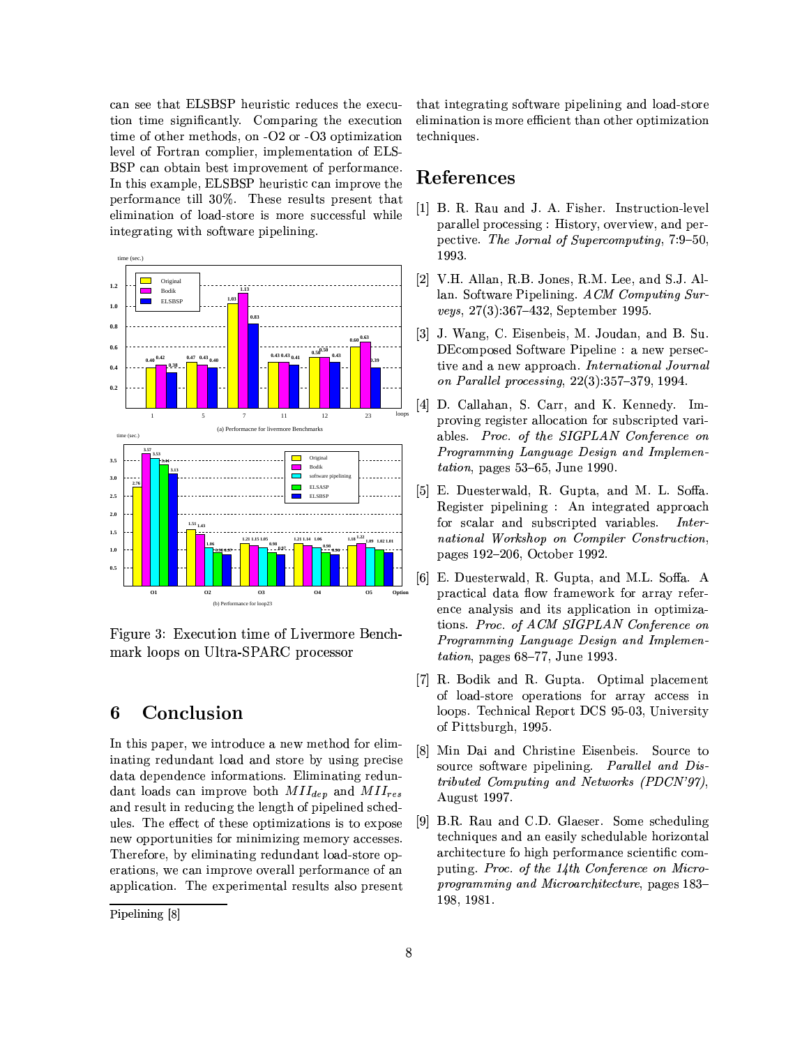can see that ELSBSP heuristic reduces the execution time significantly. Comparing the execution time of other methods, on -O2 or -O3 optimization level of Fortran complier, implementation of ELSBSP can obtain best improvement of performance. In this example, ELSBSP heuristic can improve the performance till 30%. These results present that elimination of load-store is more successful while integrating with software pipelining.

time (sec.)

Original
Bodik
ELSBSP

1.2
1.0
0.8
0.6
0.4
0.2

0.40 0.42 0.35 0.47 0.43 0.40 1.03 1.13 0.83 0.43 0.43 0.41 0.50 0.50 0.43 0.60 0.63 0.39

1 5 7 11 12 23 loops

(a) Performacne for livermore Benchmarks

time (sec.)

Original
Bodik
software pipelining
ELSASP
ELSBSP

3.5
3.0
2.5
2.0
1.5
1.0
0.5

2.76 3.57 3.53 3.38 3.13 1.51 1.43 1.06 0.90 0.87 1.21 1.15 1.05 0.98 0.87 1.21 1.14 1.06 0.98 0.92 1.18 1.22 1.09 1.02 1.01

O1 O2 O3 O4 O5 Option

(b) Performance for loop23

Figure 3: Execution time of Livermore Benchmark loops on Ultra-SPARC processor

## 6 Conclusion

In this paper, we introduce a new method for eliminating redundant load and store by using precise data dependence informations. Eliminating redundant loads can improve both $MII_{dep}$ and $MII_{res}$ and result in reducing the length of pipelined schedules. The effect of these optimizations is to expose new opportunities for minimizing memory accesses. Therefore, by eliminating redundant load-store operations, we can improve overall performance of an application. The experimental results also present that integrating software pipelining and load-store elimination is more efficient than other optimization techniques.

Pipelining [8]

## References

[1] B. R. Rau and J. A. Fisher. Instruction-level parallel processing : History, overview, and perpective. *The Jornal of Supercomputing*, 7:9–50, 1993.

[2] V.H. Allan, R.B. Jones, R.M. Lee, and S.J. Allan. Software Pipelining. *ACM Computing Surveys*, 27(3):367–432, September 1995.

[3] J. Wang, C. Eisenbeis, M. Joudan, and B. Su. DEcomposed Software Pipeline : a new persective and a new approach. *International Journal on Parallel processing*, 22(3):357–379, 1994.

[4] D. Callahan, S. Carr, and K. Kennedy. Improving register allocation for subscripted variables. *Proc. of the SIGPLAN Conference on Programming Language Design and Implementation*, pages 53–65, June 1990.

[5] E. Duesterwald, R. Gupta, and M. L. Soffa. Register pipelining : An integrated approach for scalar and subscripted variables. *International Workshop on Compiler Construction*, pages 192–206, October 1992.

[6] E. Duesterwald, R. Gupta, and M.L. Soffa. A practical data flow framework for array reference analysis and its application in optimizations. *Proc. of ACM SIGPLAN Conference on Programming Language Design and Implementation*, pages 68–77, June 1993.

[7] R. Bodik and R. Gupta. Optimal placement of load-store operations for array access in loops. Technical Report DCS 95-03, University of Pittsburgh, 1995.

[8] Min Dai and Christine Eisenbeis. Source to source software pipelining. *Parallel and Distributed Computing and Networks (PDCN'97)*, August 1997.

[9] B.R. Rau and C.D. Glaeser. Some scheduling techniques and an easily schedulable horizontal architecture fo high performance scientific computing. *Proc. of the 14th Conference on Microprogramming and Microarchitecture*, pages 183–198, 1981.